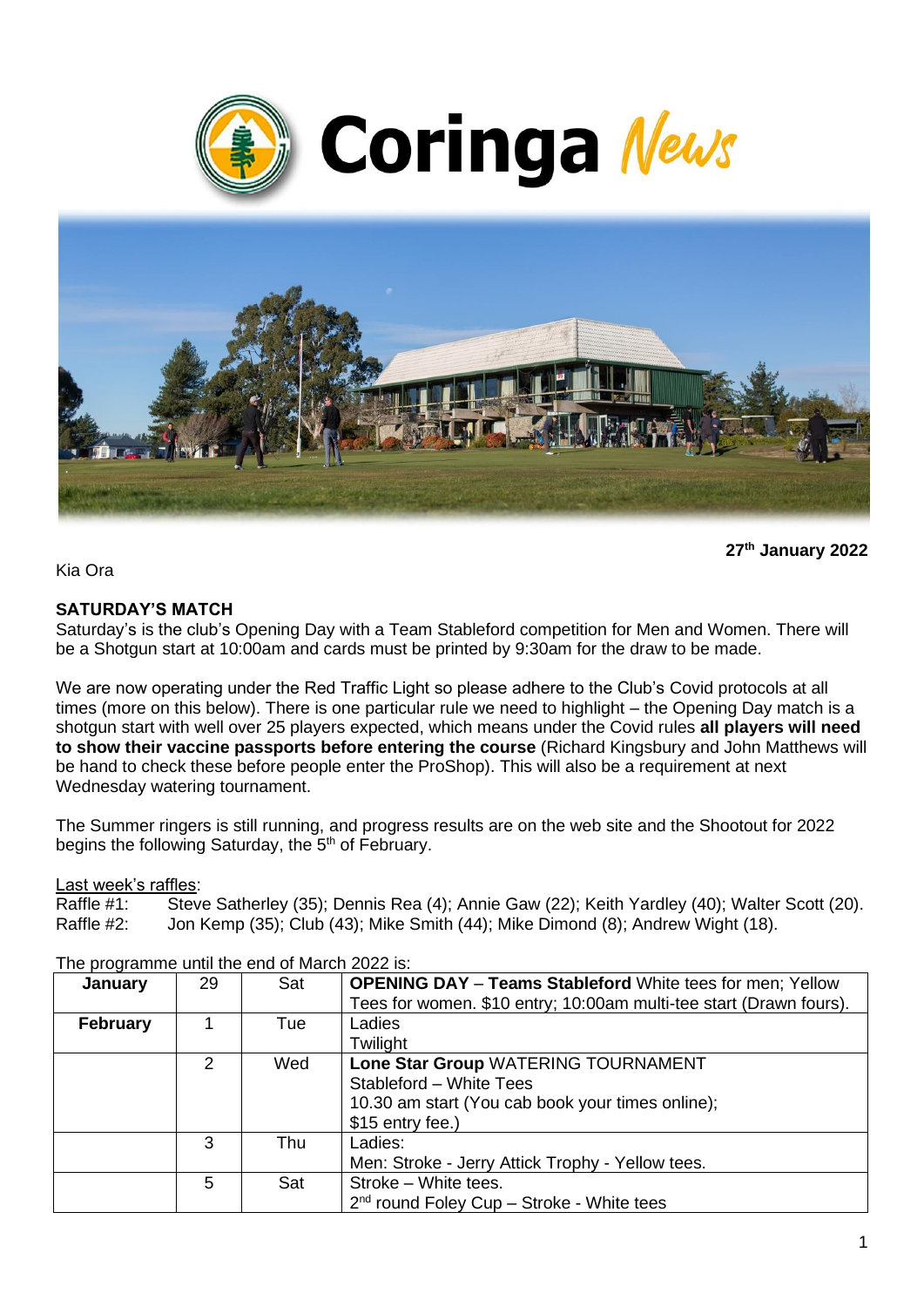# Coringa News

**27th January 2022**

Kia Ora

**SATURDAY'S MATCH**

Saturday's is the club's Opening Day with a Team Stableford competition for Men and Women. There will be a Shotgun start at 10:00am and cards must be printed by 9:30am for the draw to be made.

We are now operating under the Red Traffic Light so please adhere to the Club's Covid protocols at all times (more on this below). There is one particular rule we need to highlight – the Opening Day match is a shotgun start with well over 25 players expected, which means under the Covid rules **all players will need to show their vaccine passports before entering the course** (Richard Kingsbury and John Matthews will be hand to check these before people enter the ProShop). This will also be a requirement at next Wednesday watering tournament.

The Summer ringers is still running, and progress results are on the web site and the Shootout for 2022 begins the following Saturday, the 5th of February.

Last week's raffles:

Raffle #1: Steve Satherley (35); Dennis Rea (4); Annie Gaw (22); Keith Yardley (40); Walter Scott (20).
Raffle #2: Jon Kemp (35); Club (43); Mike Smith (44); Mike Dimond (8); Andrew Wight (18).

The programme until the end of March 2022 is:

| January | 29 | Sat | **OPENING DAY** – **Teams Stableford** White tees for men; Yellow Tees for women. $10 entry; 10:00am multi-tee start (Drawn fours). |
|---|---|---|---|
| **February** | 1 | Tue | Ladies<br>Twilight |
| | 2 | Wed | **Lone Star Group** WATERING TOURNAMENT<br>Stableford – White Tees<br>10.30 am start (You cab book your times online);<br>$15 entry fee.) |
| | 3 | Thu | Ladies:<br>Men: Stroke - Jerry Attick Trophy - Yellow tees. |
| | 5 | Sat | Stroke – White tees.<br>2nd round Foley Cup – Stroke - White tees |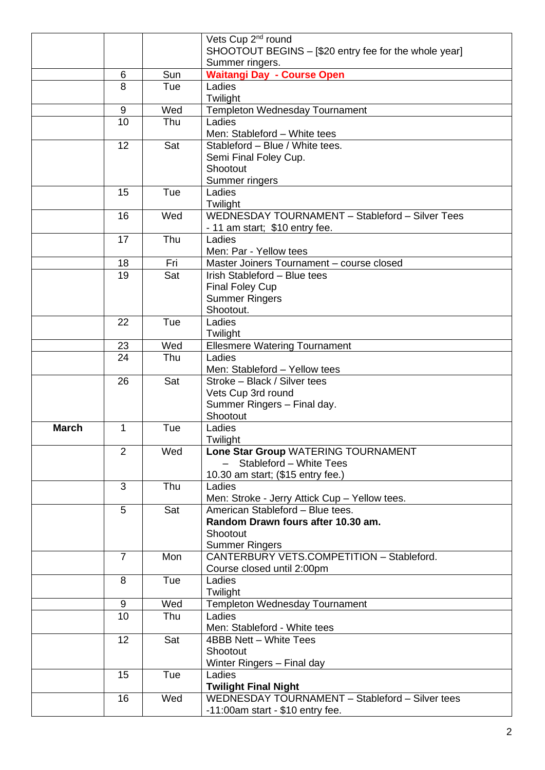| | | | |
|---|---|---|---|
| | | | Vets Cup 2nd round<br>SHOOTOUT BEGINS – [$20 entry fee for the whole year]<br>Summer ringers. |
| | 6 | Sun | **Waitangi Day - Course Open** |
| | 8 | Tue | Ladies<br>Twilight |
| | 9 | Wed | Templeton Wednesday Tournament |
| | 10 | Thu | Ladies<br>Men: Stableford – White tees |
| | 12 | Sat | Stableford – Blue / White tees.<br>Semi Final Foley Cup.<br>Shootout<br>Summer ringers |
| | 15 | Tue | Ladies<br>Twilight |
| | 16 | Wed | WEDNESDAY TOURNAMENT – Stableford – Silver Tees<br>- 11 am start; $10 entry fee. |
| | 17 | Thu | Ladies<br>Men: Par - Yellow tees |
| | 18 | Fri | Master Joiners Tournament – course closed |
| | 19 | Sat | Irish Stableford – Blue tees<br>Final Foley Cup<br>Summer Ringers<br>Shootout. |
| | 22 | Tue | Ladies<br>Twilight |
| | 23 | Wed | Ellesmere Watering Tournament |
| | 24 | Thu | Ladies<br>Men: Stableford – Yellow tees |
| | 26 | Sat | Stroke – Black / Silver tees<br>Vets Cup 3rd round<br>Summer Ringers – Final day.<br>Shootout |
| **March** | 1 | Tue | Ladies<br>Twilight |
| | 2 | Wed | **Lone Star Group** WATERING TOURNAMENT<br>– Stableford – White Tees<br>10.30 am start; ($15 entry fee.) |
| | 3 | Thu | Ladies<br>Men: Stroke - Jerry Attick Cup – Yellow tees. |
| | 5 | Sat | American Stableford – Blue tees.<br>**Random Drawn fours after 10.30 am.**<br>Shootout<br>Summer Ringers |
| | 7 | Mon | CANTERBURY VETS.COMPETITION – Stableford.<br>Course closed until 2:00pm |
| | 8 | Tue | Ladies<br>Twilight |
| | 9 | Wed | Templeton Wednesday Tournament |
| | 10 | Thu | Ladies<br>Men: Stableford - White tees |
| | 12 | Sat | 4BBB Nett – White Tees<br>Shootout<br>Winter Ringers – Final day |
| | 15 | Tue | Ladies<br>**Twilight Final Night** |
| | 16 | Wed | WEDNESDAY TOURNAMENT – Stableford – Silver tees<br>-11:00am start - $10 entry fee. |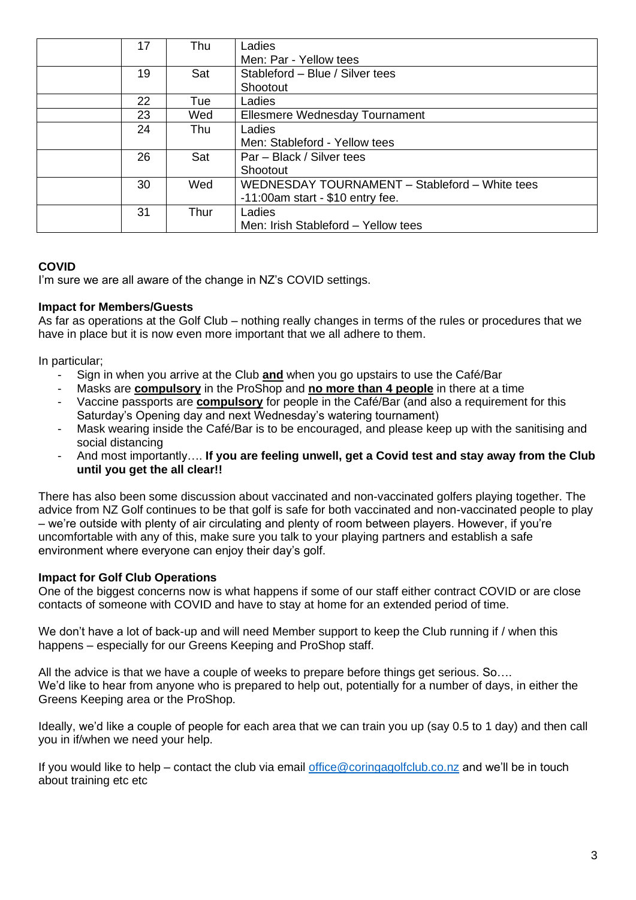| | 17 | Thu | Ladies<br>Men: Par - Yellow tees |
|---|---|---|---|
| | 19 | Sat | Stableford – Blue / Silver tees<br>Shootout |
| | 22 | Tue | Ladies |
| | 23 | Wed | Ellesmere Wednesday Tournament |
| | 24 | Thu | Ladies<br>Men: Stableford - Yellow tees |
| | 26 | Sat | Par – Black / Silver tees<br>Shootout |
| | 30 | Wed | WEDNESDAY TOURNAMENT – Stableford – White tees<br>-11:00am start - $10 entry fee. |
| | 31 | Thur | Ladies<br>Men: Irish Stableford – Yellow tees |

**COVID**

I'm sure we are all aware of the change in NZ's COVID settings.

**Impact for Members/Guests**

As far as operations at the Golf Club – nothing really changes in terms of the rules or procedures that we have in place but it is now even more important that we all adhere to them.

In particular;

- Sign in when you arrive at the Club **and** when you go upstairs to use the Café/Bar
- Masks are **compulsory** in the ProShop and **no more than 4 people** in there at a time
- Vaccine passports are **compulsory** for people in the Café/Bar (and also a requirement for this Saturday's Opening day and next Wednesday's watering tournament)
- Mask wearing inside the Café/Bar is to be encouraged, and please keep up with the sanitising and social distancing
- And most importantly…. **If you are feeling unwell, get a Covid test and stay away from the Club until you get the all clear!!**

There has also been some discussion about vaccinated and non-vaccinated golfers playing together. The advice from NZ Golf continues to be that golf is safe for both vaccinated and non-vaccinated people to play – we're outside with plenty of air circulating and plenty of room between players. However, if you're uncomfortable with any of this, make sure you talk to your playing partners and establish a safe environment where everyone can enjoy their day's golf.

**Impact for Golf Club Operations**

One of the biggest concerns now is what happens if some of our staff either contract COVID or are close contacts of someone with COVID and have to stay at home for an extended period of time.

We don't have a lot of back-up and will need Member support to keep the Club running if / when this happens – especially for our Greens Keeping and ProShop staff.

All the advice is that we have a couple of weeks to prepare before things get serious. So….
We'd like to hear from anyone who is prepared to help out, potentially for a number of days, in either the Greens Keeping area or the ProShop.

Ideally, we'd like a couple of people for each area that we can train you up (say 0.5 to 1 day) and then call you in if/when we need your help.

If you would like to help – contact the club via email office@coringagolfclub.co.nz and we'll be in touch about training etc etc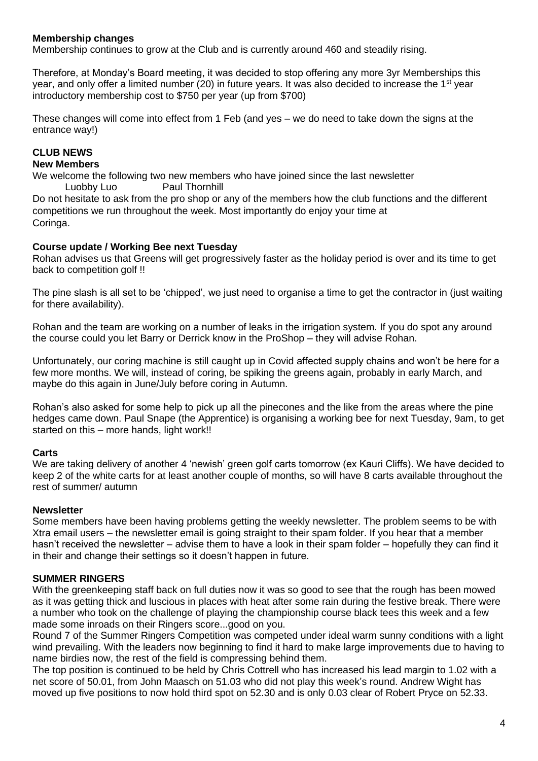**Membership changes**

Membership continues to grow at the Club and is currently around 460 and steadily rising.

Therefore, at Monday's Board meeting, it was decided to stop offering any more 3yr Memberships this year, and only offer a limited number (20) in future years. It was also decided to increase the 1st year introductory membership cost to $750 per year (up from $700)

These changes will come into effect from 1 Feb (and yes – we do need to take down the signs at the entrance way!)

## CLUB NEWS

**New Members**

We welcome the following two new members who have joined since the last newsletter

Luobby Luo  Paul Thornhill

Do not hesitate to ask from the pro shop or any of the members how the club functions and the different competitions we run throughout the week. Most importantly do enjoy your time at Coringa.

**Course update / Working Bee next Tuesday**

Rohan advises us that Greens will get progressively faster as the holiday period is over and its time to get back to competition golf !!

The pine slash is all set to be 'chipped', we just need to organise a time to get the contractor in (just waiting for there availability).

Rohan and the team are working on a number of leaks in the irrigation system. If you do spot any around the course could you let Barry or Derrick know in the ProShop – they will advise Rohan.

Unfortunately, our coring machine is still caught up in Covid affected supply chains and won't be here for a few more months. We will, instead of coring, be spiking the greens again, probably in early March, and maybe do this again in June/July before coring in Autumn.

Rohan's also asked for some help to pick up all the pinecones and the like from the areas where the pine hedges came down. Paul Snape (the Apprentice) is organising a working bee for next Tuesday, 9am, to get started on this – more hands, light work!!

**Carts**

We are taking delivery of another 4 'newish' green golf carts tomorrow (ex Kauri Cliffs). We have decided to keep 2 of the white carts for at least another couple of months, so will have 8 carts available throughout the rest of summer/ autumn

**Newsletter**

Some members have been having problems getting the weekly newsletter. The problem seems to be with Xtra email users – the newsletter email is going straight to their spam folder. If you hear that a member hasn't received the newsletter – advise them to have a look in their spam folder – hopefully they can find it in their and change their settings so it doesn't happen in future.

## SUMMER RINGERS

With the greenkeeping staff back on full duties now it was so good to see that the rough has been mowed as it was getting thick and luscious in places with heat after some rain during the festive break. There were a number who took on the challenge of playing the championship course black tees this week and a few made some inroads on their Ringers score...good on you.

Round 7 of the Summer Ringers Competition was competed under ideal warm sunny conditions with a light wind prevailing. With the leaders now beginning to find it hard to make large improvements due to having to name birdies now, the rest of the field is compressing behind them.

The top position is continued to be held by Chris Cottrell who has increased his lead margin to 1.02 with a net score of 50.01, from John Maasch on 51.03 who did not play this week's round. Andrew Wight has moved up five positions to now hold third spot on 52.30 and is only 0.03 clear of Robert Pryce on 52.33.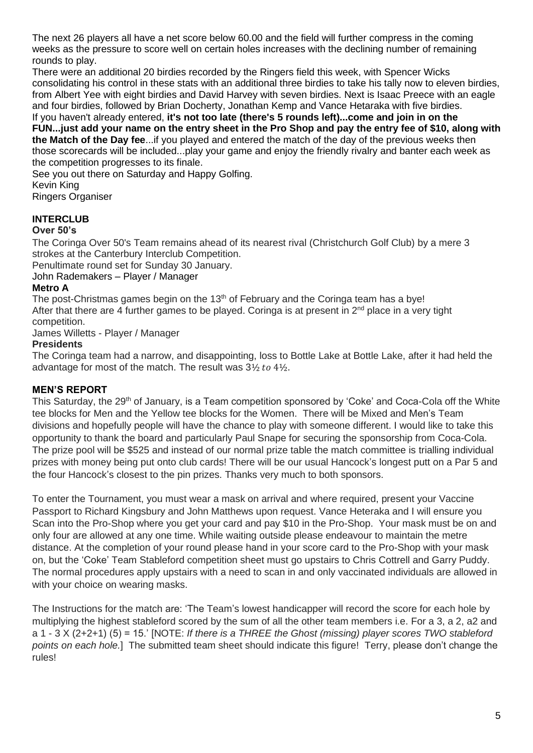The next 26 players all have a net score below 60.00 and the field will further compress in the coming weeks as the pressure to score well on certain holes increases with the declining number of remaining rounds to play.

There were an additional 20 birdies recorded by the Ringers field this week, with Spencer Wicks consolidating his control in these stats with an additional three birdies to take his tally now to eleven birdies, from Albert Yee with eight birdies and David Harvey with seven birdies. Next is Isaac Preece with an eagle and four birdies, followed by Brian Docherty, Jonathan Kemp and Vance Hetaraka with five birdies.

If you haven't already entered, **it's not too late (there's 5 rounds left)...come and join in on the FUN...just add your name on the entry sheet in the Pro Shop and pay the entry fee of $10, along with the Match of the Day fee**...if you played and entered the match of the day of the previous weeks then those scorecards will be included...play your game and enjoy the friendly rivalry and banter each week as the competition progresses to its finale.

See you out there on Saturday and Happy Golfing.

Kevin King
Ringers Organiser

## INTERCLUB

### Over 50's

The Coringa Over 50's Team remains ahead of its nearest rival (Christchurch Golf Club) by a mere 3 strokes at the Canterbury Interclub Competition.

Penultimate round set for Sunday 30 January.

John Rademakers – Player / Manager

### Metro A

The post-Christmas games begin on the 13th of February and the Coringa team has a bye!
After that there are 4 further games to be played. Coringa is at present in 2nd place in a very tight competition.

James Willetts - Player / Manager

### Presidents

The Coringa team had a narrow, and disappointing, loss to Bottle Lake at Bottle Lake, after it had held the advantage for most of the match. The result was 3½ *to* 4½.

## MEN'S REPORT

This Saturday, the 29th of January, is a Team competition sponsored by 'Coke' and Coca-Cola off the White tee blocks for Men and the Yellow tee blocks for the Women. There will be Mixed and Men's Team divisions and hopefully people will have the chance to play with someone different. I would like to take this opportunity to thank the board and particularly Paul Snape for securing the sponsorship from Coca-Cola. The prize pool will be $525 and instead of our normal prize table the match committee is trialling individual prizes with money being put onto club cards! There will be our usual Hancock's longest putt on a Par 5 and the four Hancock's closest to the pin prizes. Thanks very much to both sponsors.

To enter the Tournament, you must wear a mask on arrival and where required, present your Vaccine Passport to Richard Kingsbury and John Matthews upon request. Vance Heteraka and I will ensure you Scan into the Pro-Shop where you get your card and pay $10 in the Pro-Shop. Your mask must be on and only four are allowed at any one time. While waiting outside please endeavour to maintain the metre distance. At the completion of your round please hand in your score card to the Pro-Shop with your mask on, but the 'Coke' Team Stableford competition sheet must go upstairs to Chris Cottrell and Garry Puddy. The normal procedures apply upstairs with a need to scan in and only vaccinated individuals are allowed in with your choice on wearing masks.

The Instructions for the match are: 'The Team's lowest handicapper will record the score for each hole by multiplying the highest stableford scored by the sum of all the other team members i.e. For a 3, a 2, a2 and a 1 - 3 X (2+2+1) (5) = 15.' [NOTE: *If there is a THREE the Ghost (missing) player scores TWO stableford points on each hole.*] The submitted team sheet should indicate this figure! Terry, please don't change the rules!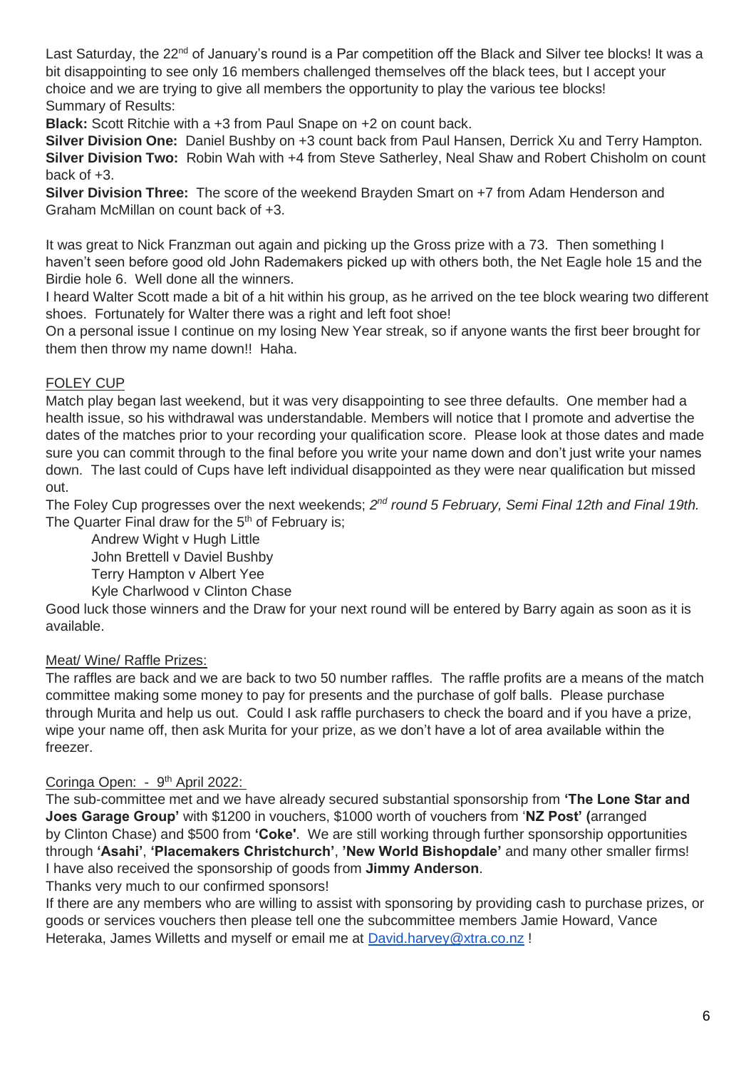Last Saturday, the 22nd of January's round is a Par competition off the Black and Silver tee blocks! It was a bit disappointing to see only 16 members challenged themselves off the black tees, but I accept your choice and we are trying to give all members the opportunity to play the various tee blocks!
Summary of Results:

**Black:** Scott Ritchie with a +3 from Paul Snape on +2 on count back.

**Silver Division One:** Daniel Bushby on +3 count back from Paul Hansen, Derrick Xu and Terry Hampton.

**Silver Division Two:** Robin Wah with +4 from Steve Satherley, Neal Shaw and Robert Chisholm on count back of +3.

**Silver Division Three:** The score of the weekend Brayden Smart on +7 from Adam Henderson and Graham McMillan on count back of +3.

It was great to Nick Franzman out again and picking up the Gross prize with a 73. Then something I haven't seen before good old John Rademakers picked up with others both, the Net Eagle hole 15 and the Birdie hole 6. Well done all the winners.

I heard Walter Scott made a bit of a hit within his group, as he arrived on the tee block wearing two different shoes. Fortunately for Walter there was a right and left foot shoe!

On a personal issue I continue on my losing New Year streak, so if anyone wants the first beer brought for them then throw my name down!! Haha.

## FOLEY CUP

Match play began last weekend, but it was very disappointing to see three defaults. One member had a health issue, so his withdrawal was understandable. Members will notice that I promote and advertise the dates of the matches prior to your recording your qualification score. Please look at those dates and made sure you can commit through to the final before you write your name down and don't just write your names down. The last could of Cups have left individual disappointed as they were near qualification but missed out.

The Foley Cup progresses over the next weekends; *2nd round 5 February, Semi Final 12th and Final 19th.* The Quarter Final draw for the 5th of February is;

Andrew Wight v Hugh Little
John Brettell v Daviel Bushby
Terry Hampton v Albert Yee
Kyle Charlwood v Clinton Chase

Good luck those winners and the Draw for your next round will be entered by Barry again as soon as it is available.

## Meat/ Wine/ Raffle Prizes:

The raffles are back and we are back to two 50 number raffles. The raffle profits are a means of the match committee making some money to pay for presents and the purchase of golf balls. Please purchase through Murita and help us out. Could I ask raffle purchasers to check the board and if you have a prize, wipe your name off, then ask Murita for your prize, as we don't have a lot of area available within the freezer.

## Coringa Open: - 9th April 2022:

The sub-committee met and we have already secured substantial sponsorship from **'The Lone Star and Joes Garage Group'** with $1200 in vouchers, $1000 worth of vouchers from '**NZ Post' (**arranged by Clinton Chase) and $500 from **'Coke'**. We are still working through further sponsorship opportunities through **'Asahi'**, **'Placemakers Christchurch'**, **'New World Bishopdale'** and many other smaller firms! I have also received the sponsorship of goods from **Jimmy Anderson**.

Thanks very much to our confirmed sponsors!

If there are any members who are willing to assist with sponsoring by providing cash to purchase prizes, or goods or services vouchers then please tell one the subcommittee members Jamie Howard, Vance Heteraka, James Willetts and myself or email me at David.harvey@xtra.co.nz !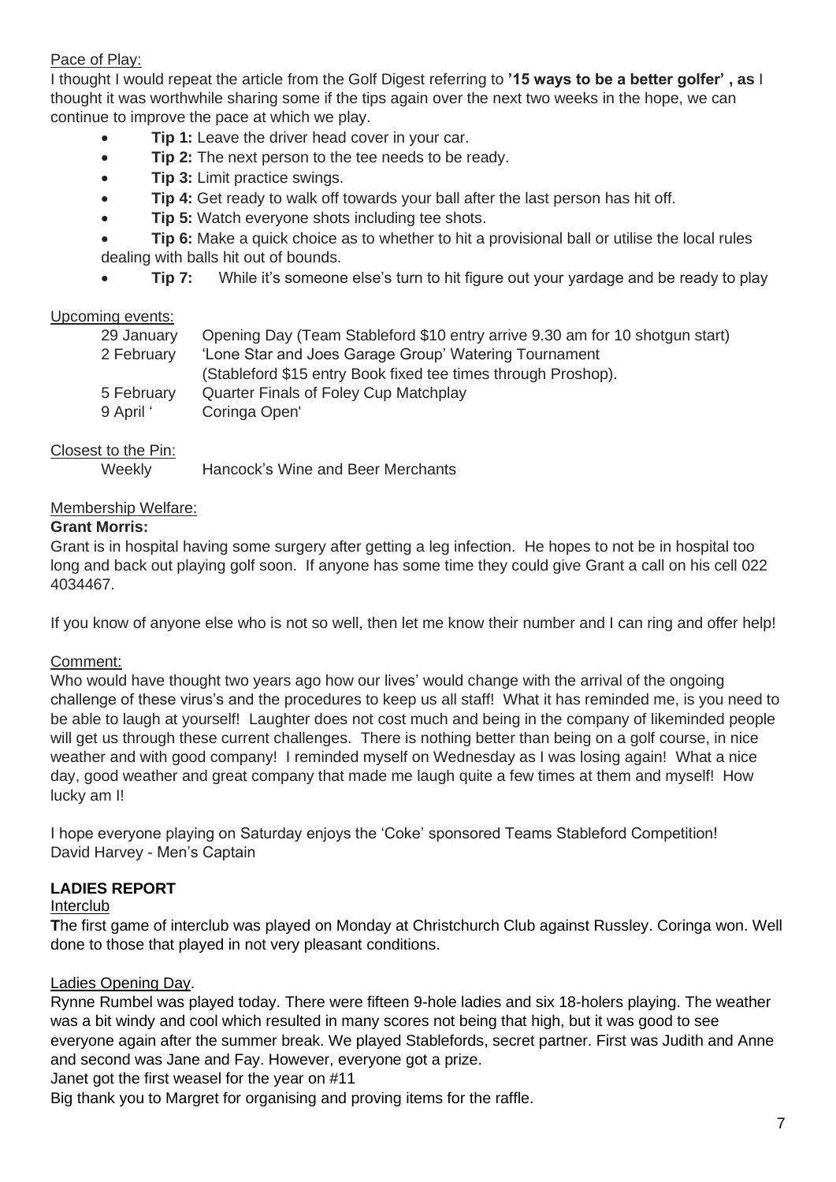Pace of Play:

I thought I would repeat the article from the Golf Digest referring to **'15 ways to be a better golfer' , as** I thought it was worthwhile sharing some if the tips again over the next two weeks in the hope, we can continue to improve the pace at which we play.

- **Tip 1:** Leave the driver head cover in your car.
- **Tip 2:** The next person to the tee needs to be ready.
- **Tip 3:** Limit practice swings.
- **Tip 4:** Get ready to walk off towards your ball after the last person has hit off.
- **Tip 5:** Watch everyone shots including tee shots.
- **Tip 6:** Make a quick choice as to whether to hit a provisional ball or utilise the local rules dealing with balls hit out of bounds.
- **Tip 7:** While it's someone else's turn to hit figure out your yardage and be ready to play

Upcoming events:

| | |
|---|---|
| 29 January | Opening Day (Team Stableford $10 entry arrive 9.30 am for 10 shotgun start) |
| 2 February | 'Lone Star and Joes Garage Group' Watering Tournament (Stableford $15 entry Book fixed tee times through Proshop). |
| 5 February | Quarter Finals of Foley Cup Matchplay |
| 9 April ' | Coringa Open' |

Closest to the Pin:

Weekly Hancock's Wine and Beer Merchants

Membership Welfare:

**Grant Morris:**

Grant is in hospital having some surgery after getting a leg infection. He hopes to not be in hospital too long and back out playing golf soon. If anyone has some time they could give Grant a call on his cell 022 4034467.

If you know of anyone else who is not so well, then let me know their number and I can ring and offer help!

Comment:

Who would have thought two years ago how our lives' would change with the arrival of the ongoing challenge of these virus's and the procedures to keep us all staff! What it has reminded me, is you need to be able to laugh at yourself! Laughter does not cost much and being in the company of likeminded people will get us through these current challenges. There is nothing better than being on a golf course, in nice weather and with good company! I reminded myself on Wednesday as I was losing again! What a nice day, good weather and great company that made me laugh quite a few times at them and myself! How lucky am I!

I hope everyone playing on Saturday enjoys the 'Coke' sponsored Teams Stableford Competition!
David Harvey - Men's Captain

## LADIES REPORT

Interclub

**T**he first game of interclub was played on Monday at Christchurch Club against Russley. Coringa won. Well done to those that played in not very pleasant conditions.

Ladies Opening Day.

Rynne Rumbel was played today. There were fifteen 9-hole ladies and six 18-holers playing. The weather was a bit windy and cool which resulted in many scores not being that high, but it was good to see everyone again after the summer break. We played Stablefords, secret partner. First was Judith and Anne and second was Jane and Fay. However, everyone got a prize.

Janet got the first weasel for the year on #11

Big thank you to Margret for organising and proving items for the raffle.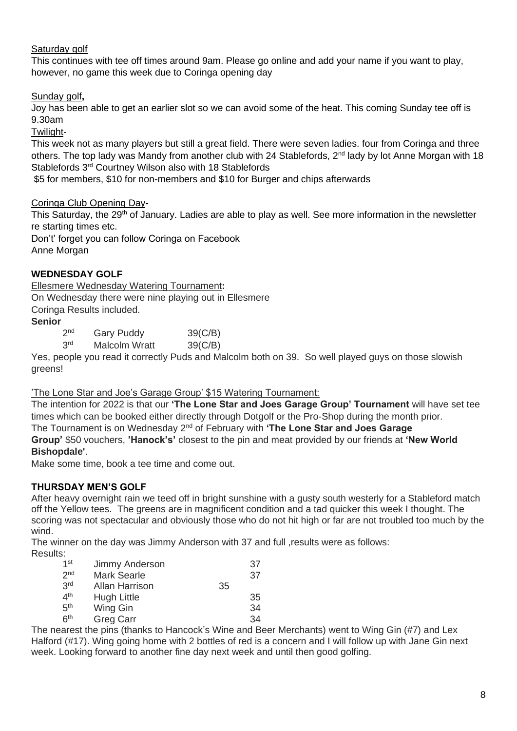Saturday golf

This continues with tee off times around 9am. Please go online and add your name if you want to play, however, no game this week due to Coringa opening day

Sunday golf**,**

Joy has been able to get an earlier slot so we can avoid some of the heat. This coming Sunday tee off is 9.30am

Twilight-

This week not as many players but still a great field. There were seven ladies. four from Coringa and three others. The top lady was Mandy from another club with 24 Stablefords, 2nd lady by lot Anne Morgan with 18 Stablefords 3rd Courtney Wilson also with 18 Stablefords

$5 for members, $10 for non-members and $10 for Burger and chips afterwards

Coringa Club Opening Day**-**

This Saturday, the 29th of January. Ladies are able to play as well. See more information in the newsletter re starting times etc.

Don't' forget you can follow Coringa on Facebook

Anne Morgan

## WEDNESDAY GOLF

Ellesmere Wednesday Watering Tournament**:**

On Wednesday there were nine playing out in Ellesmere

Coringa Results included.

**Senior**

| | | |
|---|---|---|
| 2nd | Gary Puddy | 39(C/B) |
| 3rd | Malcolm Wratt | 39(C/B) |

Yes, people you read it correctly Puds and Malcolm both on 39. So well played guys on those slowish greens!

'The Lone Star and Joe's Garage Group' $15 Watering Tournament:

The intention for 2022 is that our **'The Lone Star and Joes Garage Group' Tournament** will have set tee times which can be booked either directly through Dotgolf or the Pro-Shop during the month prior. The Tournament is on Wednesday 2nd of February with **'The Lone Star and Joes Garage Group'** $50 vouchers, **'Hanock's'** closest to the pin and meat provided by our friends at **'New World Bishopdale'**.

Make some time, book a tee time and come out.

## THURSDAY MEN'S GOLF

After heavy overnight rain we teed off in bright sunshine with a gusty south westerly for a Stableford match off the Yellow tees. The greens are in magnificent condition and a tad quicker this week I thought. The scoring was not spectacular and obviously those who do not hit high or far are not troubled too much by the wind.

The winner on the day was Jimmy Anderson with 37 and full ,results were as follows:

Results:

| | | |
|---|---|---|
| 1st | Jimmy Anderson | 37 |
| 2nd | Mark Searle | 37 |
| 3rd | Allan Harrison | 35 |
| 4th | Hugh Little | 35 |
| 5th | Wing Gin | 34 |
| 6th | Greg Carr | 34 |

The nearest the pins (thanks to Hancock's Wine and Beer Merchants) went to Wing Gin (#7) and Lex Halford (#17). Wing going home with 2 bottles of red is a concern and I will follow up with Jane Gin next week. Looking forward to another fine day next week and until then good golfing.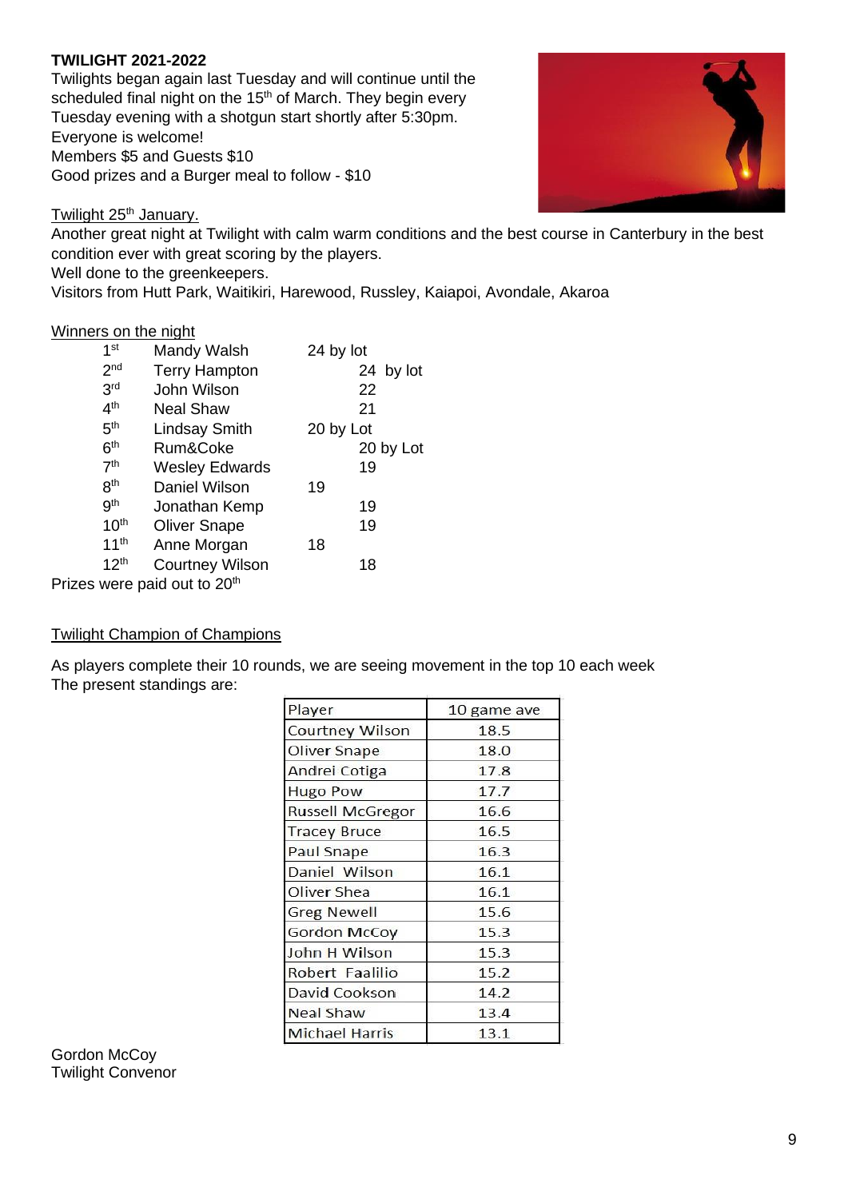**TWILIGHT 2021-2022**

Twilights began again last Tuesday and will continue until the scheduled final night on the 15th of March. They begin every Tuesday evening with a shotgun start shortly after 5:30pm.
Everyone is welcome!
Members $5 and Guests $10
Good prizes and a Burger meal to follow - $10

Twilight 25th January.

Another great night at Twilight with calm warm conditions and the best course in Canterbury in the best condition ever with great scoring by the players.
Well done to the greenkeepers.
Visitors from Hutt Park, Waitikiri, Harewood, Russley, Kaiapoi, Avondale, Akaroa

Winners on the night

| | | |
|---|---|---|
| 1st | Mandy Walsh | 24 by lot |
| 2nd | Terry Hampton | 24 by lot |
| 3rd | John Wilson | 22 |
| 4th | Neal Shaw | 21 |
| 5th | Lindsay Smith | 20 by Lot |
| 6th | Rum&Coke | 20 by Lot |
| 7th | Wesley Edwards | 19 |
| 8th | Daniel Wilson | 19 |
| 9th | Jonathan Kemp | 19 |
| 10th | Oliver Snape | 19 |
| 11th | Anne Morgan | 18 |
| 12th | Courtney Wilson | 18 |

Prizes were paid out to 20th

Twilight Champion of Champions

As players complete their 10 rounds, we are seeing movement in the top 10 each week
The present standings are:

| Player | 10 game ave |
|---|---|
| Courtney Wilson | 18.5 |
| Oliver Snape | 18.0 |
| Andrei Cotiga | 17.8 |
| Hugo Pow | 17.7 |
| Russell McGregor | 16.6 |
| Tracey Bruce | 16.5 |
| Paul Snape | 16.3 |
| Daniel Wilson | 16.1 |
| Oliver Shea | 16.1 |
| Greg Newell | 15.6 |
| Gordon McCoy | 15.3 |
| John H Wilson | 15.3 |
| Robert Faalilio | 15.2 |
| David Cookson | 14.2 |
| Neal Shaw | 13.4 |
| Michael Harris | 13.1 |

Gordon McCoy
Twilight Convenor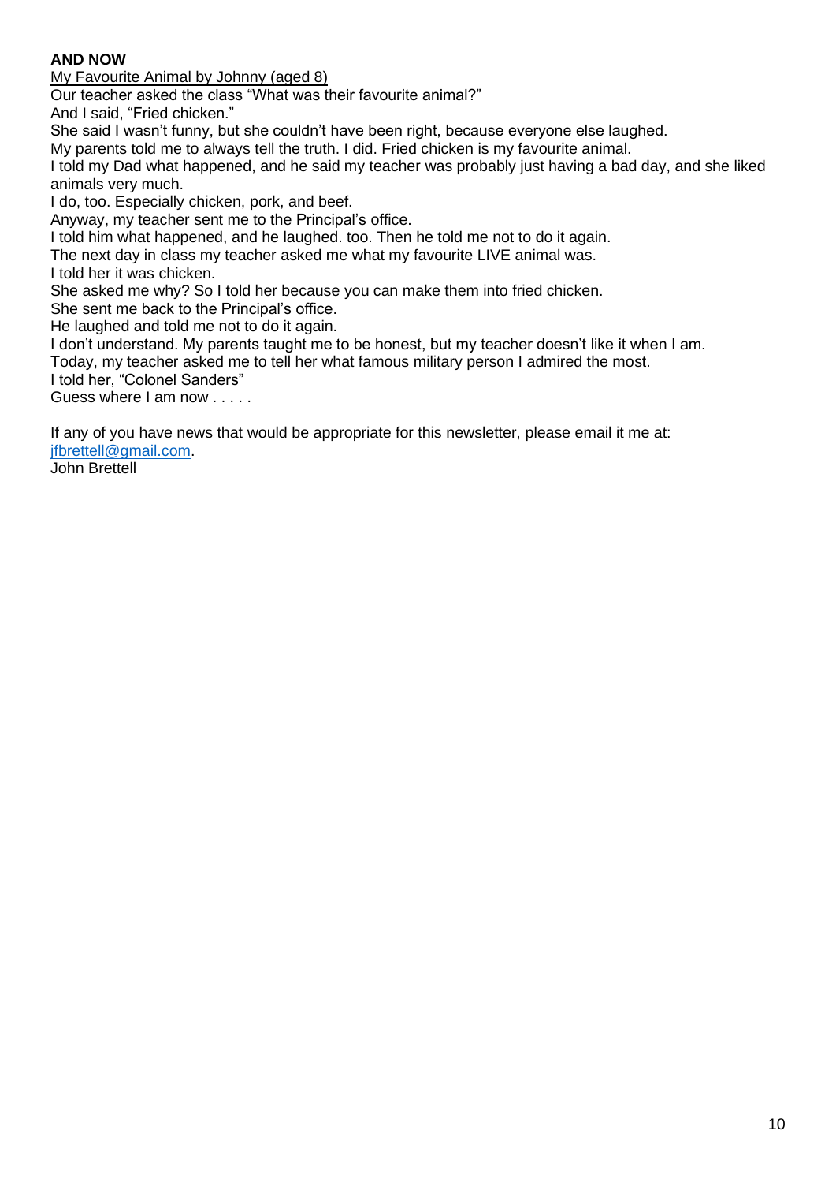**AND NOW**

My Favourite Animal by Johnny (aged 8)

Our teacher asked the class "What was their favourite animal?"

And I said, "Fried chicken."

She said I wasn't funny, but she couldn't have been right, because everyone else laughed.

My parents told me to always tell the truth. I did. Fried chicken is my favourite animal.

I told my Dad what happened, and he said my teacher was probably just having a bad day, and she liked animals very much.

I do, too. Especially chicken, pork, and beef.

Anyway, my teacher sent me to the Principal's office.

I told him what happened, and he laughed. too. Then he told me not to do it again.

The next day in class my teacher asked me what my favourite LIVE animal was.

I told her it was chicken.

She asked me why? So I told her because you can make them into fried chicken.

She sent me back to the Principal's office.

He laughed and told me not to do it again.

I don't understand. My parents taught me to be honest, but my teacher doesn't like it when I am.

Today, my teacher asked me to tell her what famous military person I admired the most.

I told her, "Colonel Sanders"

Guess where I am now . . . . .

If any of you have news that would be appropriate for this newsletter, please email it me at: jfbrettell@gmail.com.

John Brettell